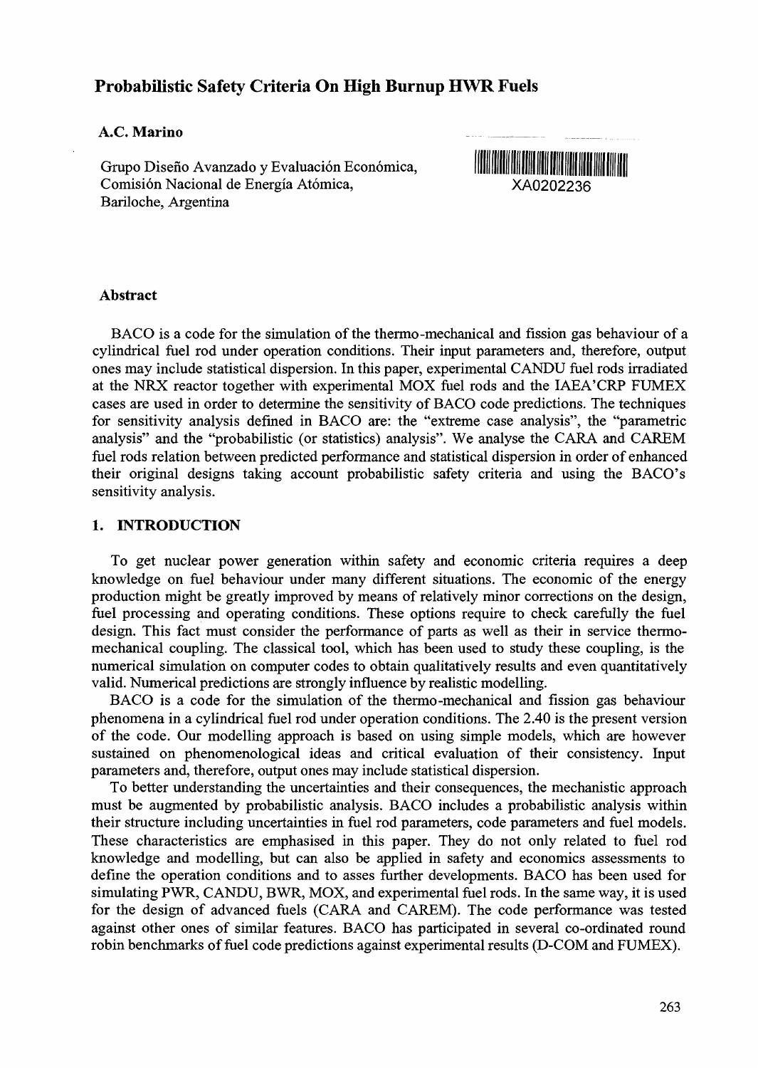# Probabilistic Safety Criteria On High Burnup HWR Fuels

**A.C. Marino**

Grupo Diseño Avanzado y Evaluación Económica,
Comisión Nacional de Energía Atómica,
Bariloche, Argentina

XA0202236

### Abstract

BACO is a code for the simulation of the thermo-mechanical and fission gas behaviour of a cylindrical fuel rod under operation conditions. Their input parameters and, therefore, output ones may include statistical dispersion. In this paper, experimental CANDU fuel rods irradiated at the NRX reactor together with experimental MOX fuel rods and the IAEA'CRP FUMEX cases are used in order to determine the sensitivity of BACO code predictions. The techniques for sensitivity analysis defined in BACO are: the "extreme case analysis", the "parametric analysis" and the "probabilistic (or statistics) analysis". We analyse the CARA and CAREM fuel rods relation between predicted performance and statistical dispersion in order of enhanced their original designs taking account probabilistic safety criteria and using the BACO's sensitivity analysis.

## 1. INTRODUCTION

To get nuclear power generation within safety and economic criteria requires a deep knowledge on fuel behaviour under many different situations. The economic of the energy production might be greatly improved by means of relatively minor corrections on the design, fuel processing and operating conditions. These options require to check carefully the fuel design. This fact must consider the performance of parts as well as their in service thermo-mechanical coupling. The classical tool, which has been used to study these coupling, is the numerical simulation on computer codes to obtain qualitatively results and even quantitatively valid. Numerical predictions are strongly influence by realistic modelling.

BACO is a code for the simulation of the thermo-mechanical and fission gas behaviour phenomena in a cylindrical fuel rod under operation conditions. The 2.40 is the present version of the code. Our modelling approach is based on using simple models, which are however sustained on phenomenological ideas and critical evaluation of their consistency. Input parameters and, therefore, output ones may include statistical dispersion.

To better understanding the uncertainties and their consequences, the mechanistic approach must be augmented by probabilistic analysis. BACO includes a probabilistic analysis within their structure including uncertainties in fuel rod parameters, code parameters and fuel models. These characteristics are emphasised in this paper. They do not only related to fuel rod knowledge and modelling, but can also be applied in safety and economics assessments to define the operation conditions and to asses further developments. BACO has been used for simulating PWR, CANDU, BWR, MOX, and experimental fuel rods. In the same way, it is used for the design of advanced fuels (CARA and CAREM). The code performance was tested against other ones of similar features. BACO has participated in several co-ordinated round robin benchmarks of fuel code predictions against experimental results (D-COM and FUMEX).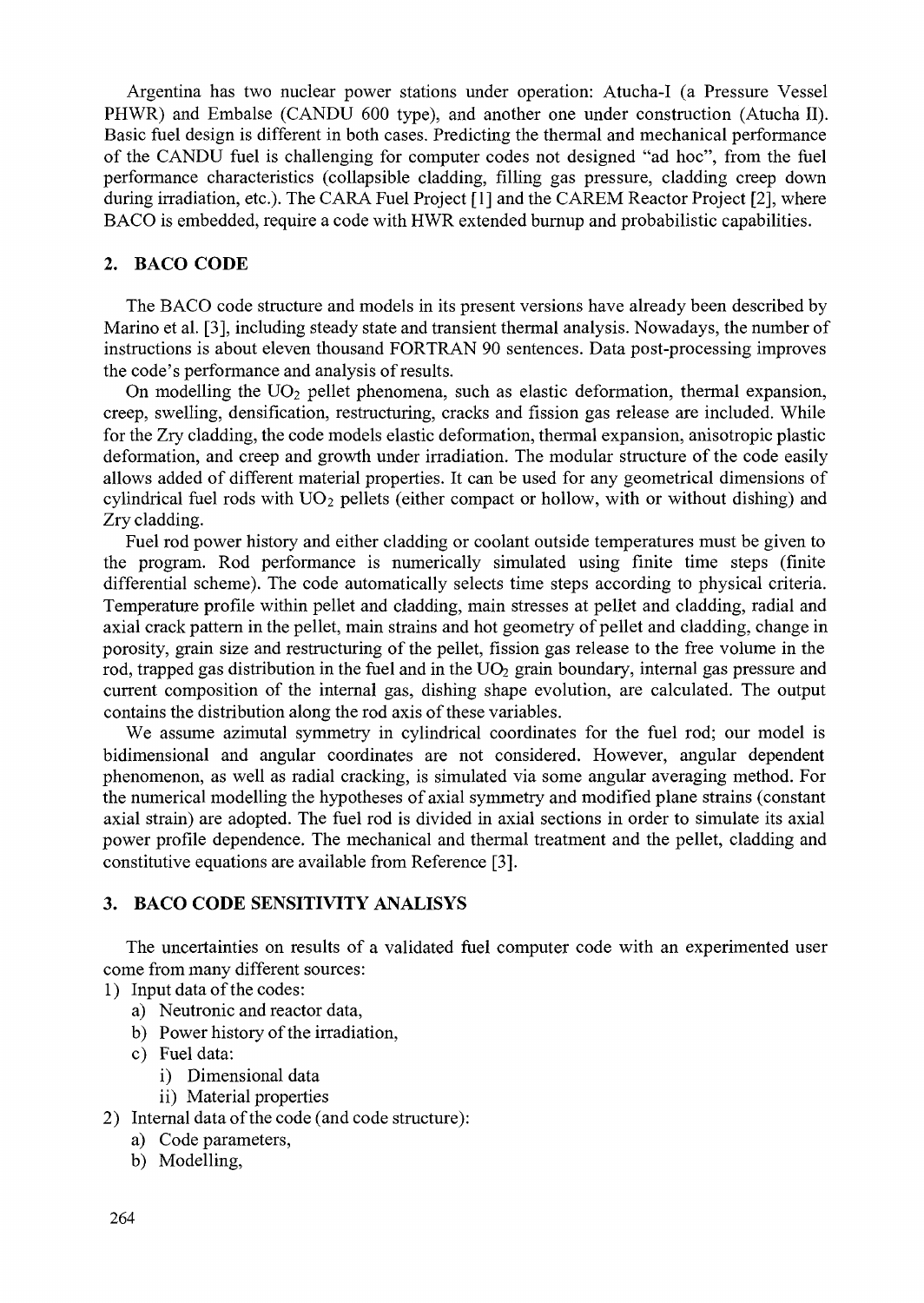Argentina has two nuclear power stations under operation: Atucha-I (a Pressure Vessel PHWR) and Embalse (CANDU 600 type), and another one under construction (Atucha II). Basic fuel design is different in both cases. Predicting the thermal and mechanical performance of the CANDU fuel is challenging for computer codes not designed "ad hoc", from the fuel performance characteristics (collapsible cladding, filling gas pressure, cladding creep down during irradiation, etc.). The CARA Fuel Project [1] and the CAREM Reactor Project [2], where BACO is embedded, require a code with HWR extended burnup and probabilistic capabilities.

## 2. BACO CODE

The BACO code structure and models in its present versions have already been described by Marino et al. [3], including steady state and transient thermal analysis. Nowadays, the number of instructions is about eleven thousand FORTRAN 90 sentences. Data post-processing improves the code's performance and analysis of results.

On modelling the $UO_2$ pellet phenomena, such as elastic deformation, thermal expansion, creep, swelling, densification, restructuring, cracks and fission gas release are included. While for the Zry cladding, the code models elastic deformation, thermal expansion, anisotropic plastic deformation, and creep and growth under irradiation. The modular structure of the code easily allows added of different material properties. It can be used for any geometrical dimensions of cylindrical fuel rods with $UO_2$ pellets (either compact or hollow, with or without dishing) and Zry cladding.

Fuel rod power history and either cladding or coolant outside temperatures must be given to the program. Rod performance is numerically simulated using finite time steps (finite differential scheme). The code automatically selects time steps according to physical criteria. Temperature profile within pellet and cladding, main stresses at pellet and cladding, radial and axial crack pattern in the pellet, main strains and hot geometry of pellet and cladding, change in porosity, grain size and restructuring of the pellet, fission gas release to the free volume in the rod, trapped gas distribution in the fuel and in the $UO_2$ grain boundary, internal gas pressure and current composition of the internal gas, dishing shape evolution, are calculated. The output contains the distribution along the rod axis of these variables.

We assume azimutal symmetry in cylindrical coordinates for the fuel rod; our model is bidimensional and angular coordinates are not considered. However, angular dependent phenomenon, as well as radial cracking, is simulated via some angular averaging method. For the numerical modelling the hypotheses of axial symmetry and modified plane strains (constant axial strain) are adopted. The fuel rod is divided in axial sections in order to simulate its axial power profile dependence. The mechanical and thermal treatment and the pellet, cladding and constitutive equations are available from Reference [3].

## 3. BACO CODE SENSITIVITY ANALISYS

The uncertainties on results of a validated fuel computer code with an experimented user come from many different sources:

1) Input data of the codes:
   a) Neutronic and reactor data,
   b) Power history of the irradiation,
   c) Fuel data:
      i) Dimensional data
      ii) Material properties
2) Internal data of the code (and code structure):
   a) Code parameters,
   b) Modelling,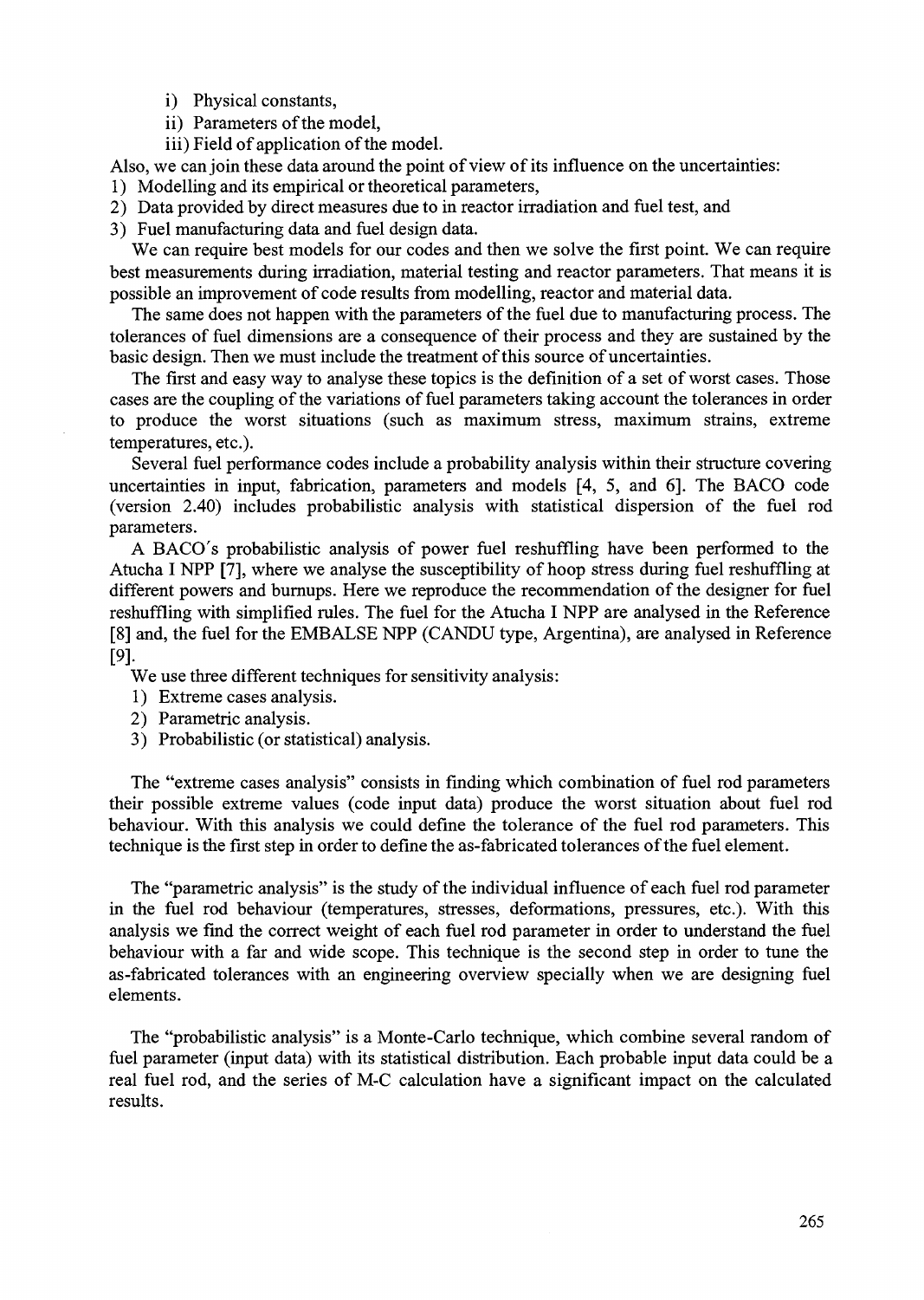i) Physical constants,
ii) Parameters of the model,
iii) Field of application of the model.

Also, we can join these data around the point of view of its influence on the uncertainties:

1) Modelling and its empirical or theoretical parameters,
2) Data provided by direct measures due to in reactor irradiation and fuel test, and
3) Fuel manufacturing data and fuel design data.

We can require best models for our codes and then we solve the first point. We can require best measurements during irradiation, material testing and reactor parameters. That means it is possible an improvement of code results from modelling, reactor and material data.

The same does not happen with the parameters of the fuel due to manufacturing process. The tolerances of fuel dimensions are a consequence of their process and they are sustained by the basic design. Then we must include the treatment of this source of uncertainties.

The first and easy way to analyse these topics is the definition of a set of worst cases. Those cases are the coupling of the variations of fuel parameters taking account the tolerances in order to produce the worst situations (such as maximum stress, maximum strains, extreme temperatures, etc.).

Several fuel performance codes include a probability analysis within their structure covering uncertainties in input, fabrication, parameters and models [4, 5, and 6]. The BACO code (version 2.40) includes probabilistic analysis with statistical dispersion of the fuel rod parameters.

A BACO's probabilistic analysis of power fuel reshuffling have been performed to the Atucha I NPP [7], where we analyse the susceptibility of hoop stress during fuel reshuffling at different powers and burnups. Here we reproduce the recommendation of the designer for fuel reshuffling with simplified rules. The fuel for the Atucha I NPP are analysed in the Reference [8] and, the fuel for the EMBALSE NPP (CANDU type, Argentina), are analysed in Reference [9].

We use three different techniques for sensitivity analysis:

1) Extreme cases analysis.
2) Parametric analysis.
3) Probabilistic (or statistical) analysis.

The "extreme cases analysis" consists in finding which combination of fuel rod parameters their possible extreme values (code input data) produce the worst situation about fuel rod behaviour. With this analysis we could define the tolerance of the fuel rod parameters. This technique is the first step in order to define the as-fabricated tolerances of the fuel element.

The "parametric analysis" is the study of the individual influence of each fuel rod parameter in the fuel rod behaviour (temperatures, stresses, deformations, pressures, etc.). With this analysis we find the correct weight of each fuel rod parameter in order to understand the fuel behaviour with a far and wide scope. This technique is the second step in order to tune the as-fabricated tolerances with an engineering overview specially when we are designing fuel elements.

The "probabilistic analysis" is a Monte-Carlo technique, which combine several random of fuel parameter (input data) with its statistical distribution. Each probable input data could be a real fuel rod, and the series of M-C calculation have a significant impact on the calculated results.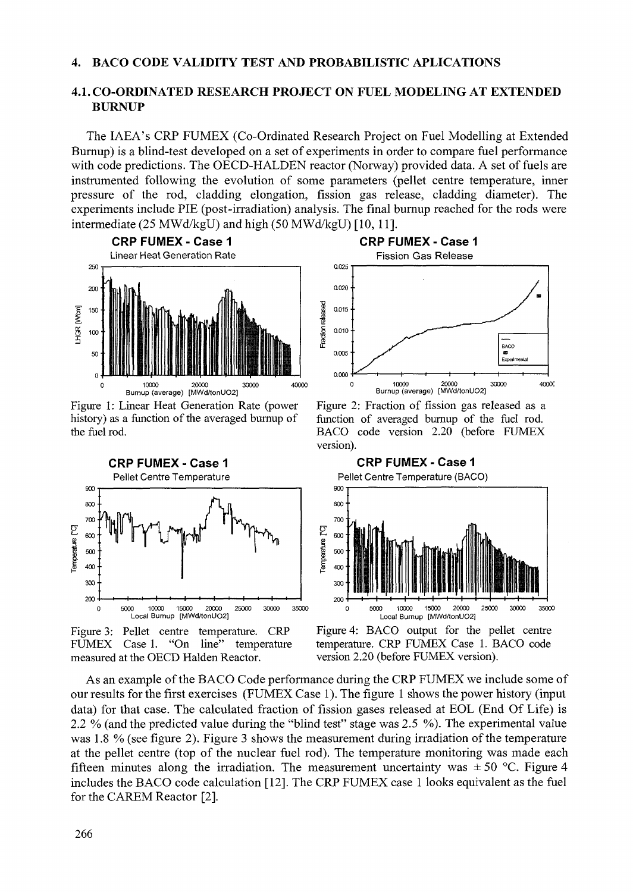## 4. BACO CODE VALIDITY TEST AND PROBABILISTIC APLICATIONS

### 4.1. CO-ORDINATED RESEARCH PROJECT ON FUEL MODELING AT EXTENDED BURNUP

The IAEA's CRP FUMEX (Co-Ordinated Research Project on Fuel Modelling at Extended Burnup) is a blind-test developed on a set of experiments in order to compare fuel performance with code predictions. The OECD-HALDEN reactor (Norway) provided data. A set of fuels are instrumented following the evolution of some parameters (pellet centre temperature, inner pressure of the rod, cladding elongation, fission gas release, cladding diameter). The experiments include PIE (post-irradiation) analysis. The final burnup reached for the rods were intermediate (25 MWd/kgU) and high (50 MWd/kgU) [10, 11].

Figure 1: Linear Heat Generation Rate (power history) as a function of the averaged burnup of the fuel rod.

Figure 2: Fraction of fission gas released as a function of averaged burnup of the fuel rod. BACO code version 2.20 (before FUMEX version).

Figure 3: Pellet centre temperature. CRP FUMEX Case 1. "On line" temperature measured at the OECD Halden Reactor.

Figure 4: BACO output for the pellet centre temperature. CRP FUMEX Case 1. BACO code version 2.20 (before FUMEX version).

As an example of the BACO Code performance during the CRP FUMEX we include some of our results for the first exercises (FUMEX Case 1). The figure 1 shows the power history (input data) for that case. The calculated fraction of fission gases released at EOL (End Of Life) is 2.2 % (and the predicted value during the "blind test" stage was 2.5 %). The experimental value was 1.8 % (see figure 2). Figure 3 shows the measurement during irradiation of the temperature at the pellet centre (top of the nuclear fuel rod). The temperature monitoring was made each fifteen minutes along the irradiation. The measurement uncertainty was ± 50 °C. Figure 4 includes the BACO code calculation [12]. The CRP FUMEX case 1 looks equivalent as the fuel for the CAREM Reactor [2].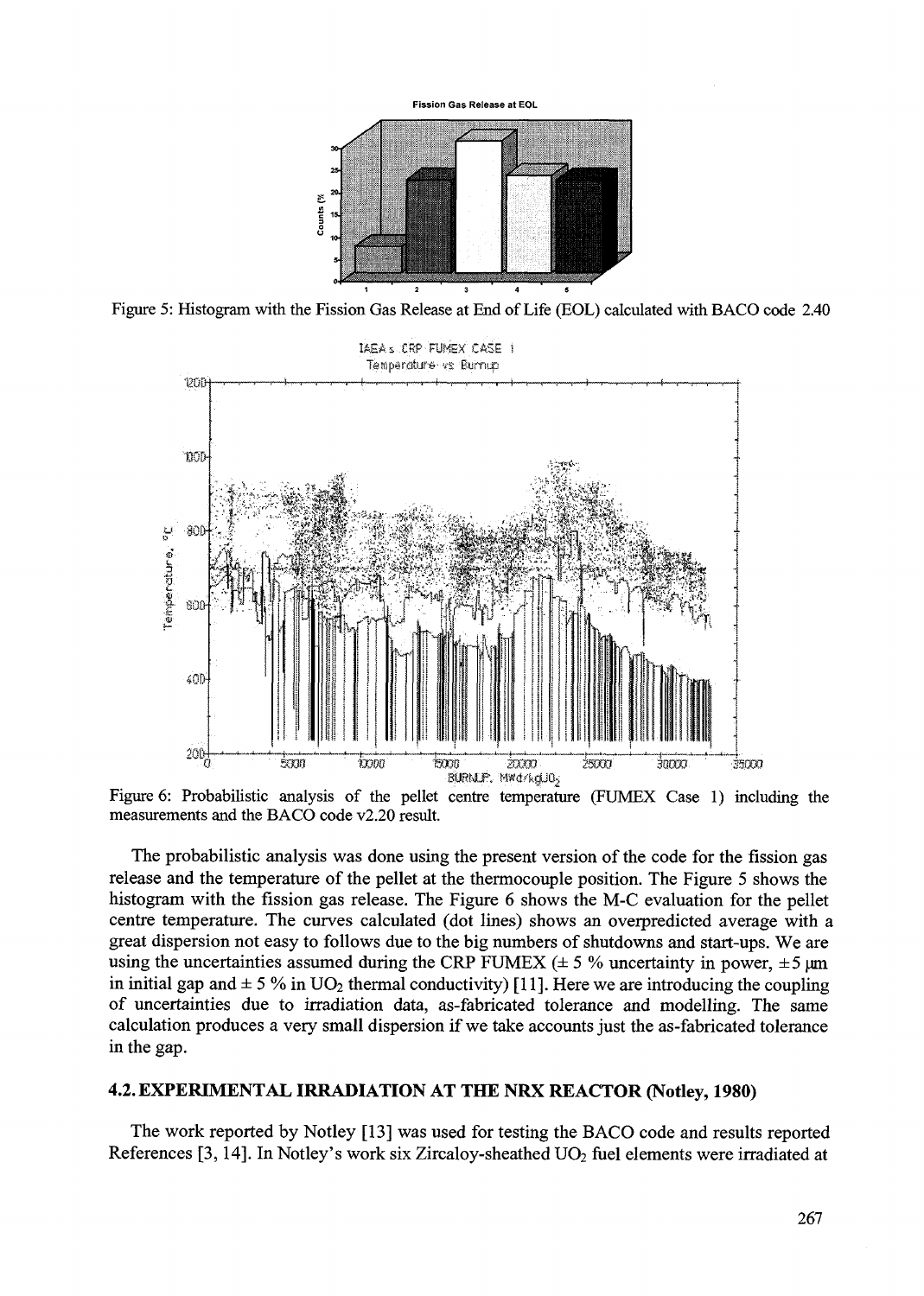Figure 5: Histogram with the Fission Gas Release at End of Life (EOL) calculated with BACO code 2.40

Figure 6: Probabilistic analysis of the pellet centre temperature (FUMEX Case 1) including the measurements and the BACO code v2.20 result.

The probabilistic analysis was done using the present version of the code for the fission gas release and the temperature of the pellet at the thermocouple position. The Figure 5 shows the histogram with the fission gas release. The Figure 6 shows the M-C evaluation for the pellet centre temperature. The curves calculated (dot lines) shows an overpredicted average with a great dispersion not easy to follows due to the big numbers of shutdowns and start-ups. We are using the uncertainties assumed during the CRP FUMEX ($\pm$ 5 % uncertainty in power, $\pm$5 μm in initial gap and $\pm$ 5 % in $UO_2$ thermal conductivity) [11]. Here we are introducing the coupling of uncertainties due to irradiation data, as-fabricated tolerance and modelling. The same calculation produces a very small dispersion if we take accounts just the as-fabricated tolerance in the gap.

## 4.2. EXPERIMENTAL IRRADIATION AT THE NRX REACTOR (Notley, 1980)

The work reported by Notley [13] was used for testing the BACO code and results reported References [3, 14]. In Notley's work six Zircaloy-sheathed $UO_2$ fuel elements were irradiated at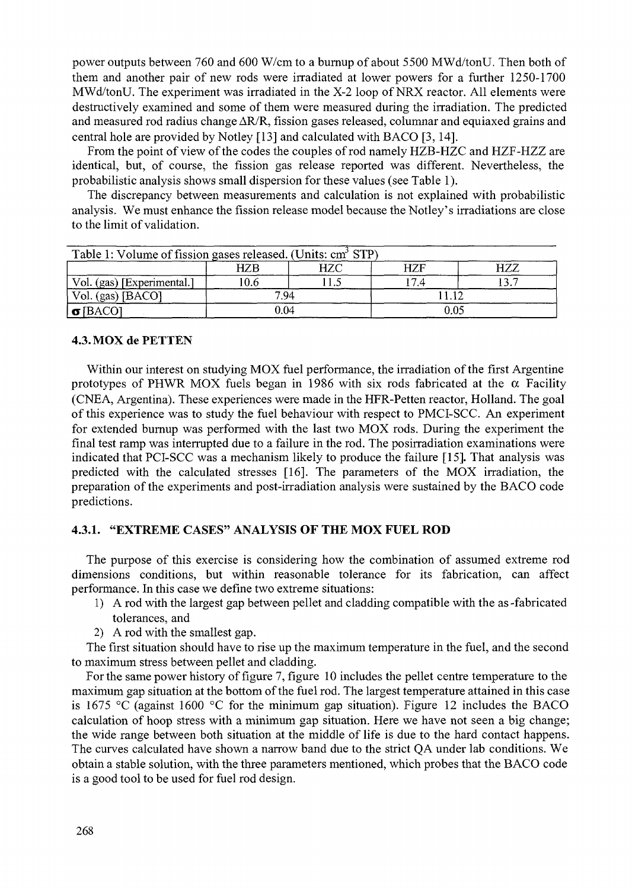power outputs between 760 and 600 W/cm to a burnup of about 5500 MWd/tonU. Then both of them and another pair of new rods were irradiated at lower powers for a further 1250-1700 MWd/tonU. The experiment was irradiated in the X-2 loop of NRX reactor. All elements were destructively examined and some of them were measured during the irradiation. The predicted and measured rod radius change $\Delta R/R$, fission gases released, columnar and equiaxed grains and central hole are provided by Notley [13] and calculated with BACO [3, 14].

From the point of view of the codes the couples of rod namely HZB-HZC and HZF-HZZ are identical, but, of course, the fission gas release reported was different. Nevertheless, the probabilistic analysis shows small dispersion for these values (see Table 1).

The discrepancy between measurements and calculation is not explained with probabilistic analysis. We must enhance the fission release model because the Notley's irradiations are close to the limit of validation.

Table 1: Volume of fission gases released. (Units: $cm^3$ STP)

| | HZB | HZC | HZF | HZZ |
|---|---|---|---|---|
| Vol. (gas) [Experimental.] | 10.6 | 11.5 | 17.4 | 13.7 |
| Vol. (gas) [BACO] | 7.94 | | 11.12 | |
| $\sigma$ [BACO] | 0.04 | | 0.05 | |

### 4.3. MOX de PETTEN

Within our interest on studying MOX fuel performance, the irradiation of the first Argentine prototypes of PHWR MOX fuels began in 1986 with six rods fabricated at the $\alpha$ Facility (CNEA, Argentina). These experiences were made in the HFR-Petten reactor, Holland. The goal of this experience was to study the fuel behaviour with respect to PMCI-SCC. An experiment for extended burnup was performed with the last two MOX rods. During the experiment the final test ramp was interrupted due to a failure in the rod. The posirradiation examinations were indicated that PCI-SCC was a mechanism likely to produce the failure [15]. That analysis was predicted with the calculated stresses [16]. The parameters of the MOX irradiation, the preparation of the experiments and post-irradiation analysis were sustained by the BACO code predictions.

#### 4.3.1. "EXTREME CASES" ANALYSIS OF THE MOX FUEL ROD

The purpose of this exercise is considering how the combination of assumed extreme rod dimensions conditions, but within reasonable tolerance for its fabrication, can affect performance. In this case we define two extreme situations:

1) A rod with the largest gap between pellet and cladding compatible with the as-fabricated tolerances, and
2) A rod with the smallest gap.

The first situation should have to rise up the maximum temperature in the fuel, and the second to maximum stress between pellet and cladding.

For the same power history of figure 7, figure 10 includes the pellet centre temperature to the maximum gap situation at the bottom of the fuel rod. The largest temperature attained in this case is 1675 °C (against 1600 °C for the minimum gap situation). Figure 12 includes the BACO calculation of hoop stress with a minimum gap situation. Here we have not seen a big change; the wide range between both situation at the middle of life is due to the hard contact happens. The curves calculated have shown a narrow band due to the strict QA under lab conditions. We obtain a stable solution, with the three parameters mentioned, which probes that the BACO code is a good tool to be used for fuel rod design.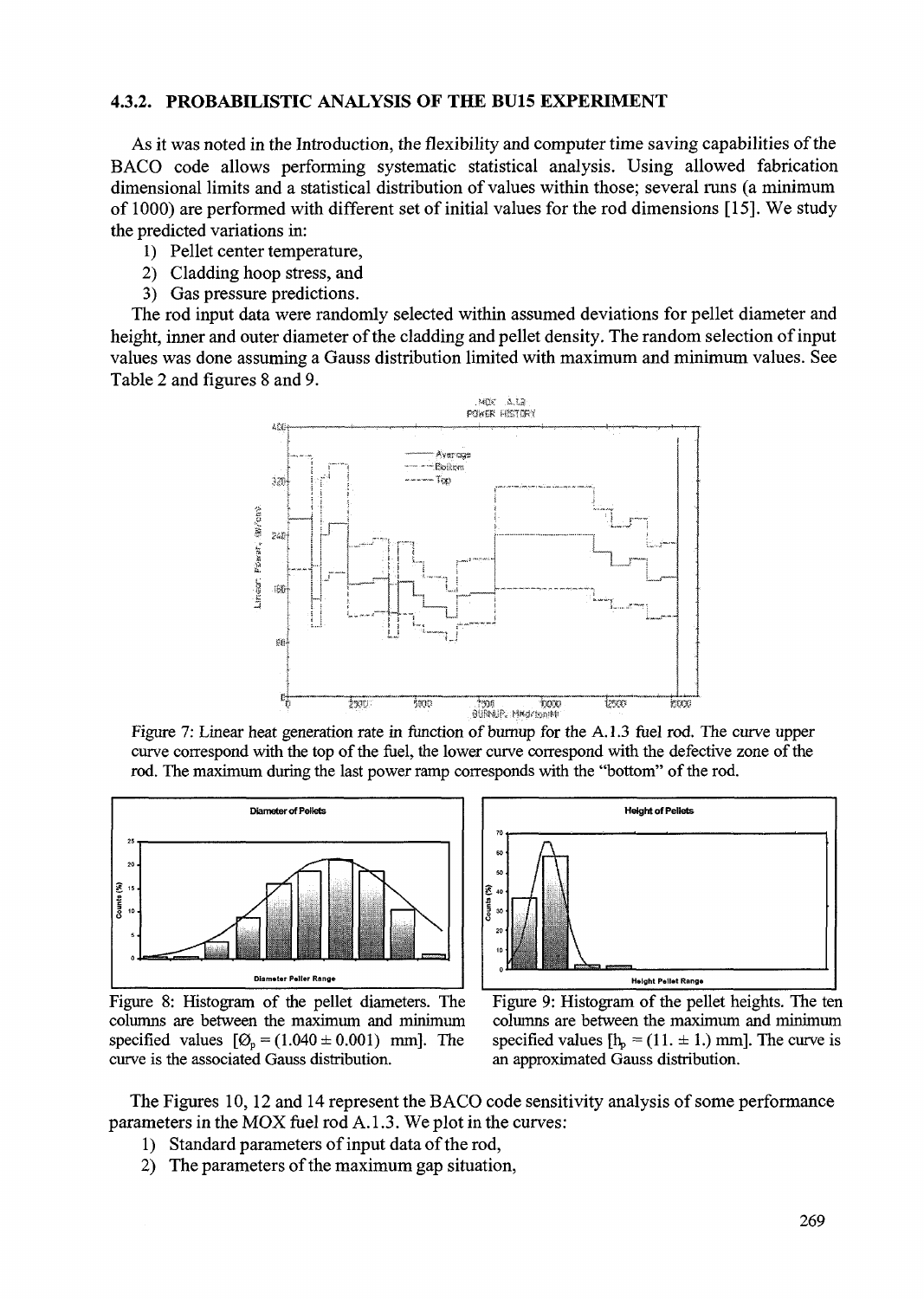### 4.3.2. PROBABILISTIC ANALYSIS OF THE BU15 EXPERIMENT

As it was noted in the Introduction, the flexibility and computer time saving capabilities of the BACO code allows performing systematic statistical analysis. Using allowed fabrication dimensional limits and a statistical distribution of values within those; several runs (a minimum of 1000) are performed with different set of initial values for the rod dimensions [15]. We study the predicted variations in:

1) Pellet center temperature,
2) Cladding hoop stress, and
3) Gas pressure predictions.

The rod input data were randomly selected within assumed deviations for pellet diameter and height, inner and outer diameter of the cladding and pellet density. The random selection of input values was done assuming a Gauss distribution limited with maximum and minimum values. See Table 2 and figures 8 and 9.

Figure 7: Linear heat generation rate in function of burnup for the A.1.3 fuel rod. The curve upper curve correspond with the top of the fuel, the lower curve correspond with the defective zone of the rod. The maximum during the last power ramp corresponds with the "bottom" of the rod.

Figure 8: Histogram of the pellet diameters. The columns are between the maximum and minimum specified values [$Ø_p = (1.040 \pm 0.001)$ mm]. The curve is the associated Gauss distribution.

Figure 9: Histogram of the pellet heights. The ten columns are between the maximum and minimum specified values [$h_p = (11. \pm 1.)$ mm]. The curve is an approximated Gauss distribution.

The Figures 10, 12 and 14 represent the BACO code sensitivity analysis of some performance parameters in the MOX fuel rod A.1.3. We plot in the curves:

1) Standard parameters of input data of the rod,
2) The parameters of the maximum gap situation,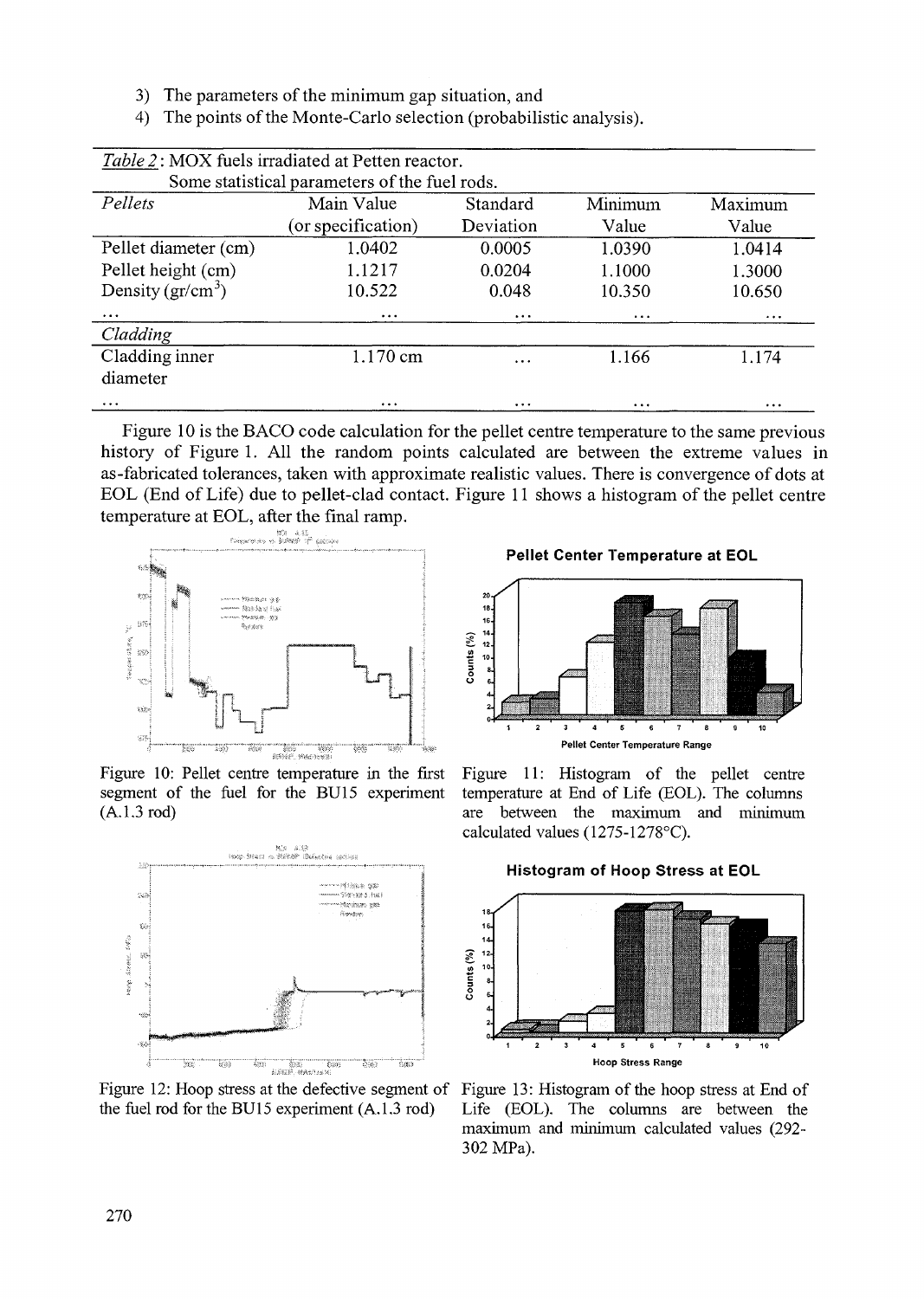3) The parameters of the minimum gap situation, and
4) The points of the Monte-Carlo selection (probabilistic analysis).

*Table 2*: MOX fuels irradiated at Petten reactor.
Some statistical parameters of the fuel rods.

| *Pellets* | Main Value (or specification) | Standard Deviation | Minimum Value | Maximum Value |
|---|---|---|---|---|
| Pellet diameter (cm) | 1.0402 | 0.0005 | 1.0390 | 1.0414 |
| Pellet height (cm) | 1.1217 | 0.0204 | 1.1000 | 1.3000 |
| Density (gr/cm$^3$) | 10.522 | 0.048 | 10.350 | 10.650 |
| ... | ... | ... | ... | ... |
| *Cladding* | | | | |
| Cladding inner diameter | 1.170 cm | ... | 1.166 | 1.174 |
| ... | ... | ... | ... | ... |

Figure 10 is the BACO code calculation for the pellet centre temperature to the same previous history of Figure 1. All the random points calculated are between the extreme values in as-fabricated tolerances, taken with approximate realistic values. There is convergence of dots at EOL (End of Life) due to pellet-clad contact. Figure 11 shows a histogram of the pellet centre temperature at EOL, after the final ramp.

Figure 10: Pellet centre temperature in the first segment of the fuel for the BU15 experiment (A.1.3 rod)

Figure 11: Histogram of the pellet centre temperature at End of Life (EOL). The columns are between the maximum and minimum calculated values (1275-1278°C).

Figure 12: Hoop stress at the defective segment of the fuel rod for the BU15 experiment (A.1.3 rod)

Figure 13: Histogram of the hoop stress at End of Life (EOL). The columns are between the maximum and minimum calculated values (292-302 MPa).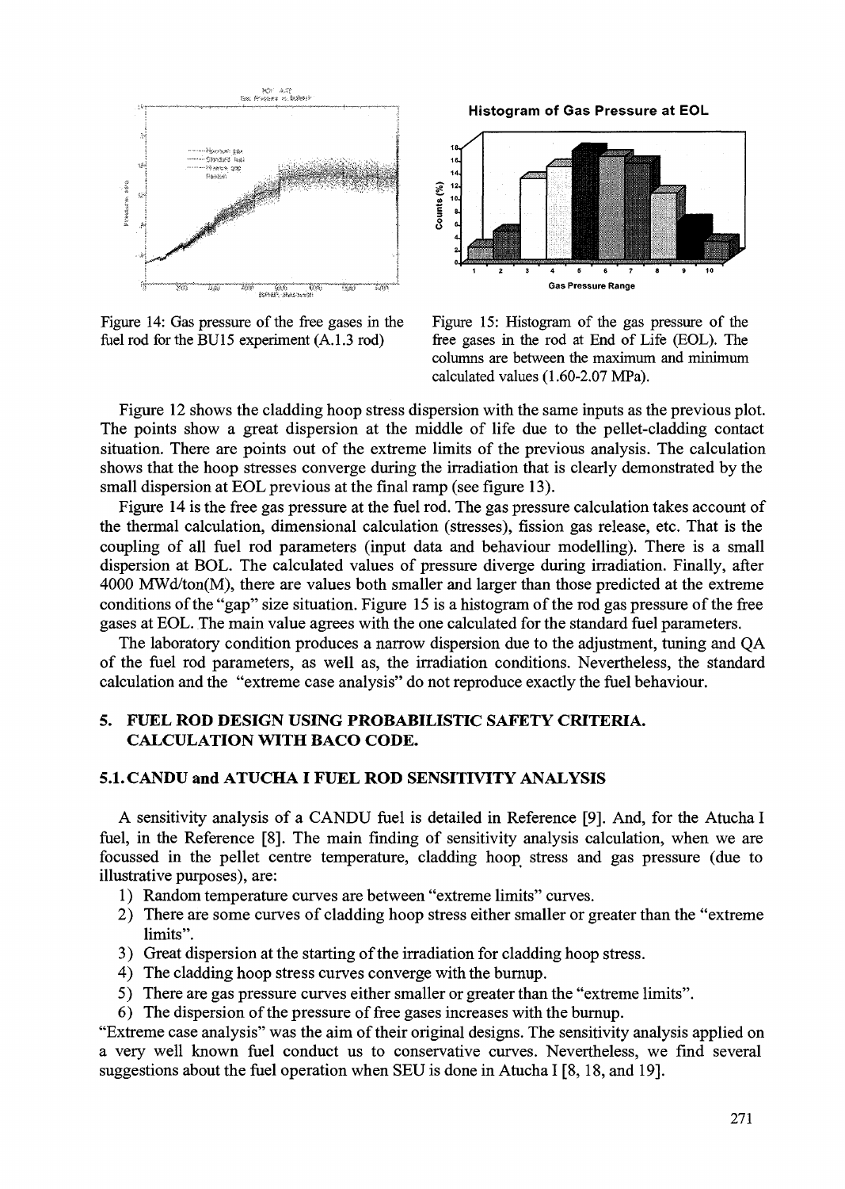Figure 14: Gas pressure of the free gases in the fuel rod for the BU15 experiment (A.1.3 rod)

Figure 15: Histogram of the gas pressure of the free gases in the rod at End of Life (EOL). The columns are between the maximum and minimum calculated values (1.60-2.07 MPa).

Figure 12 shows the cladding hoop stress dispersion with the same inputs as the previous plot. The points show a great dispersion at the middle of life due to the pellet-cladding contact situation. There are points out of the extreme limits of the previous analysis. The calculation shows that the hoop stresses converge during the irradiation that is clearly demonstrated by the small dispersion at EOL previous at the final ramp (see figure 13).

Figure 14 is the free gas pressure at the fuel rod. The gas pressure calculation takes account of the thermal calculation, dimensional calculation (stresses), fission gas release, etc. That is the coupling of all fuel rod parameters (input data and behaviour modelling). There is a small dispersion at BOL. The calculated values of pressure diverge during irradiation. Finally, after 4000 MWd/ton(M), there are values both smaller and larger than those predicted at the extreme conditions of the "gap" size situation. Figure 15 is a histogram of the rod gas pressure of the free gases at EOL. The main value agrees with the one calculated for the standard fuel parameters.

The laboratory condition produces a narrow dispersion due to the adjustment, tuning and QA of the fuel rod parameters, as well as, the irradiation conditions. Nevertheless, the standard calculation and the "extreme case analysis" do not reproduce exactly the fuel behaviour.

## 5. FUEL ROD DESIGN USING PROBABILISTIC SAFETY CRITERIA. CALCULATION WITH BACO CODE.

### 5.1. CANDU and ATUCHA I FUEL ROD SENSITIVITY ANALYSIS

A sensitivity analysis of a CANDU fuel is detailed in Reference [9]. And, for the Atucha I fuel, in the Reference [8]. The main finding of sensitivity analysis calculation, when we are focussed in the pellet centre temperature, cladding hoop stress and gas pressure (due to illustrative purposes), are:

1) Random temperature curves are between "extreme limits" curves.
2) There are some curves of cladding hoop stress either smaller or greater than the "extreme limits".
3) Great dispersion at the starting of the irradiation for cladding hoop stress.
4) The cladding hoop stress curves converge with the burnup.
5) There are gas pressure curves either smaller or greater than the "extreme limits".
6) The dispersion of the pressure of free gases increases with the burnup.

"Extreme case analysis" was the aim of their original designs. The sensitivity analysis applied on a very well known fuel conduct us to conservative curves. Nevertheless, we find several suggestions about the fuel operation when SEU is done in Atucha I [8, 18, and 19].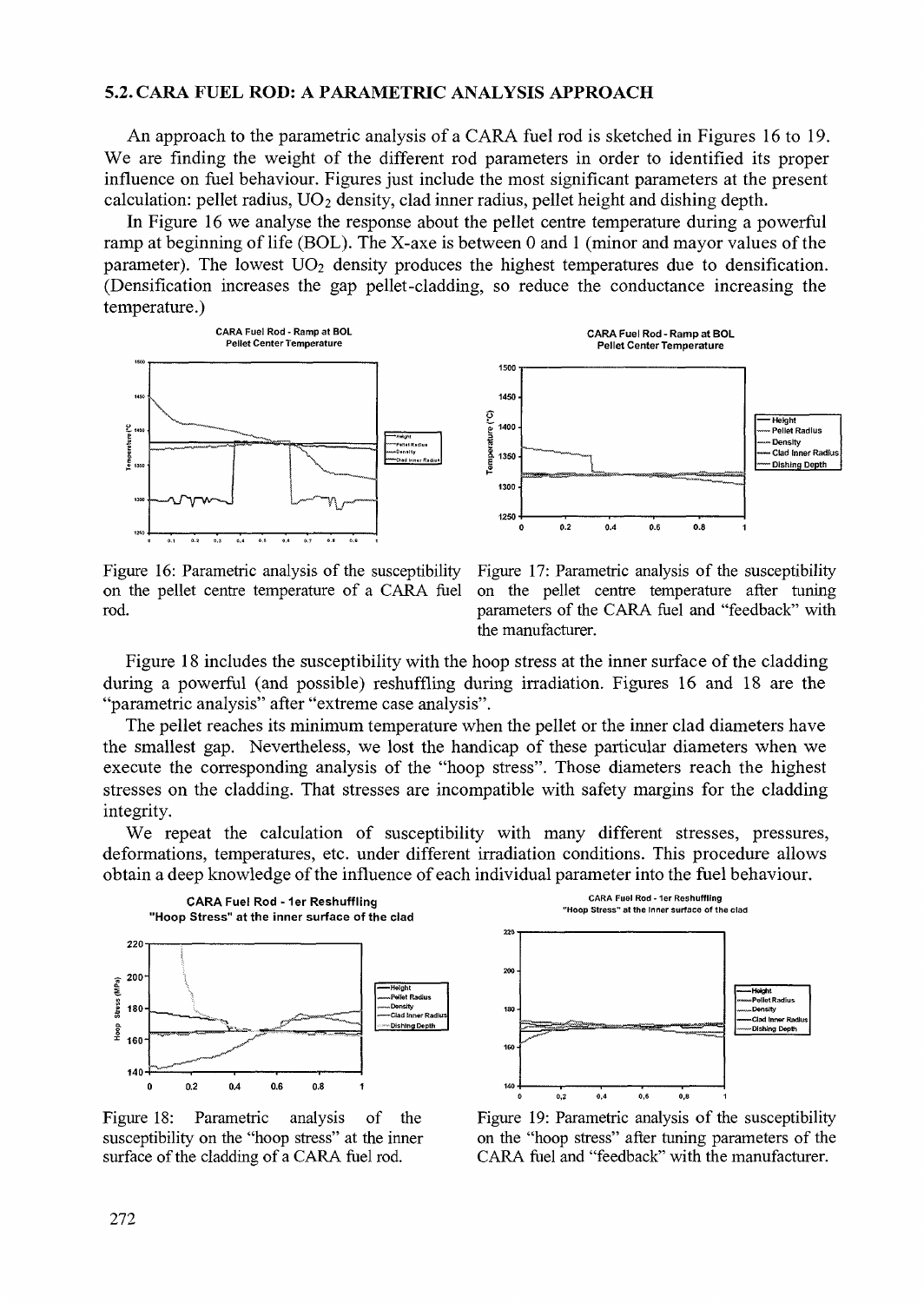## 5.2. CARA FUEL ROD: A PARAMETRIC ANALYSIS APPROACH

An approach to the parametric analysis of a CARA fuel rod is sketched in Figures 16 to 19. We are finding the weight of the different rod parameters in order to identified its proper influence on fuel behaviour. Figures just include the most significant parameters at the present calculation: pellet radius, $UO_2$ density, clad inner radius, pellet height and dishing depth.

In Figure 16 we analyse the response about the pellet centre temperature during a powerful ramp at beginning of life (BOL). The X-axe is between 0 and 1 (minor and mayor values of the parameter). The lowest $UO_2$ density produces the highest temperatures due to densification. (Densification increases the gap pellet-cladding, so reduce the conductance increasing the temperature.)

Figure 16: Parametric analysis of the susceptibility on the pellet centre temperature of a CARA fuel rod.

Figure 17: Parametric analysis of the susceptibility on the pellet centre temperature after tuning parameters of the CARA fuel and "feedback" with the manufacturer.

Figure 18 includes the susceptibility with the hoop stress at the inner surface of the cladding during a powerful (and possible) reshuffling during irradiation. Figures 16 and 18 are the "parametric analysis" after "extreme case analysis".

The pellet reaches its minimum temperature when the pellet or the inner clad diameters have the smallest gap. Nevertheless, we lost the handicap of these particular diameters when we execute the corresponding analysis of the "hoop stress". Those diameters reach the highest stresses on the cladding. That stresses are incompatible with safety margins for the cladding integrity.

We repeat the calculation of susceptibility with many different stresses, pressures, deformations, temperatures, etc. under different irradiation conditions. This procedure allows obtain a deep knowledge of the influence of each individual parameter into the fuel behaviour.

Figure 18: Parametric analysis of the susceptibility on the "hoop stress" at the inner surface of the cladding of a CARA fuel rod.

Figure 19: Parametric analysis of the susceptibility on the "hoop stress" after tuning parameters of the CARA fuel and "feedback" with the manufacturer.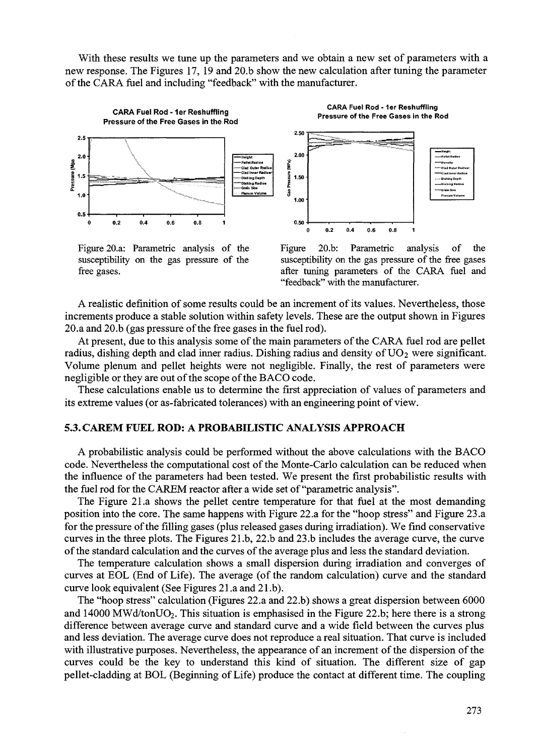With these results we tune up the parameters and we obtain a new set of parameters with a new response. The Figures 17, 19 and 20.b show the new calculation after tuning the parameter of the CARA fuel and including "feedback" with the manufacturer.

Figure 20.a: Parametric analysis of the susceptibility on the gas pressure of the free gases.

Figure 20.b: Parametric analysis of the susceptibility on the gas pressure of the free gases after tuning parameters of the CARA fuel and "feedback" with the manufacturer.

A realistic definition of some results could be an increment of its values. Nevertheless, those increments produce a stable solution within safety levels. These are the output shown in Figures 20.a and 20.b (gas pressure of the free gases in the fuel rod).

At present, due to this analysis some of the main parameters of the CARA fuel rod are pellet radius, dishing depth and clad inner radius. Dishing radius and density of $UO_2$ were significant. Volume plenum and pellet heights were not negligible. Finally, the rest of parameters were negligible or they are out of the scope of the BACO code.

These calculations enable us to determine the first appreciation of values of parameters and its extreme values (or as-fabricated tolerances) with an engineering point of view.

## 5.3. CAREM FUEL ROD: A PROBABILISTIC ANALYSIS APPROACH

A probabilistic analysis could be performed without the above calculations with the BACO code. Nevertheless the computational cost of the Monte-Carlo calculation can be reduced when the influence of the parameters had been tested. We present the first probabilistic results with the fuel rod for the CAREM reactor after a wide set of "parametric analysis".

The Figure 21.a shows the pellet centre temperature for that fuel at the most demanding position into the core. The same happens with Figure 22.a for the "hoop stress" and Figure 23.a for the pressure of the filling gases (plus released gases during irradiation). We find conservative curves in the three plots. The Figures 21.b, 22.b and 23.b includes the average curve, the curve of the standard calculation and the curves of the average plus and less the standard deviation.

The temperature calculation shows a small dispersion during irradiation and converges of curves at EOL (End of Life). The average (of the random calculation) curve and the standard curve look equivalent (See Figures 21.a and 21.b).

The "hoop stress" calculation (Figures 22.a and 22.b) shows a great dispersion between 6000 and 14000 MWd/ton$UO_2$. This situation is emphasised in the Figure 22.b; here there is a strong difference between average curve and standard curve and a wide field between the curves plus and less deviation. The average curve does not reproduce a real situation. That curve is included with illustrative purposes. Nevertheless, the appearance of an increment of the dispersion of the curves could be the key to understand this kind of situation. The different size of gap pellet-cladding at BOL (Beginning of Life) produce the contact at different time. The coupling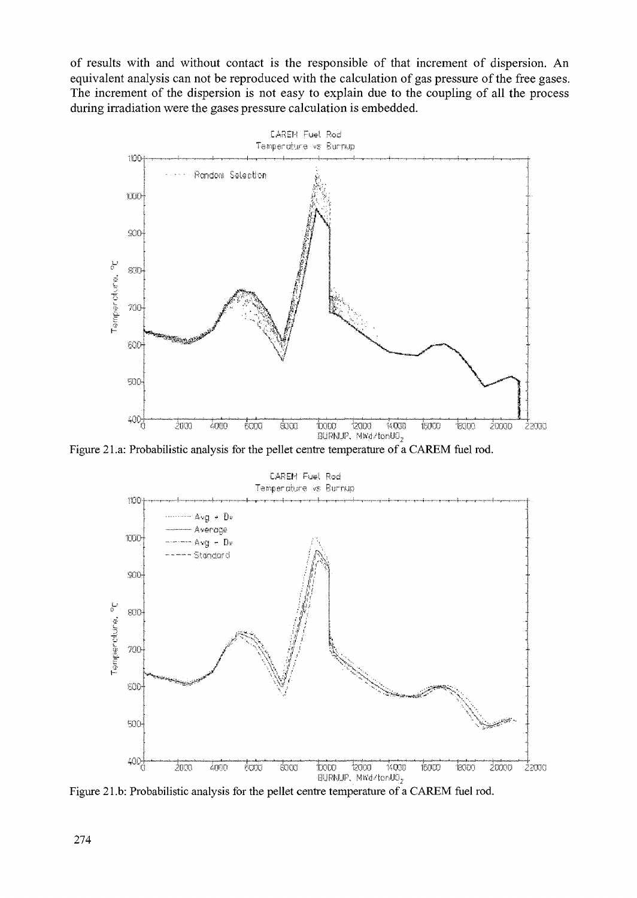of results with and without contact is the responsible of that increment of dispersion. An equivalent analysis can not be reproduced with the calculation of gas pressure of the free gases. The increment of the dispersion is not easy to explain due to the coupling of all the process during irradiation were the gases pressure calculation is embedded.

Figure 21.a: Probabilistic analysis for the pellet centre temperature of a CAREM fuel rod.

Figure 21.b: Probabilistic analysis for the pellet centre temperature of a CAREM fuel rod.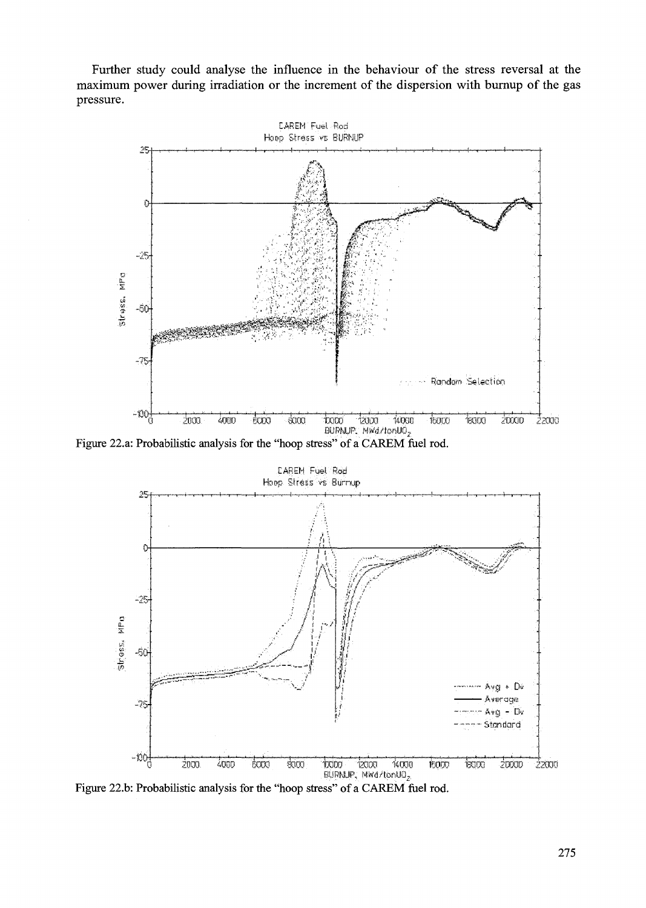Further study could analyse the influence in the behaviour of the stress reversal at the maximum power during irradiation or the increment of the dispersion with burnup of the gas pressure.

Figure 22.a: Probabilistic analysis for the "hoop stress" of a CAREM fuel rod.

Figure 22.b: Probabilistic analysis for the "hoop stress" of a CAREM fuel rod.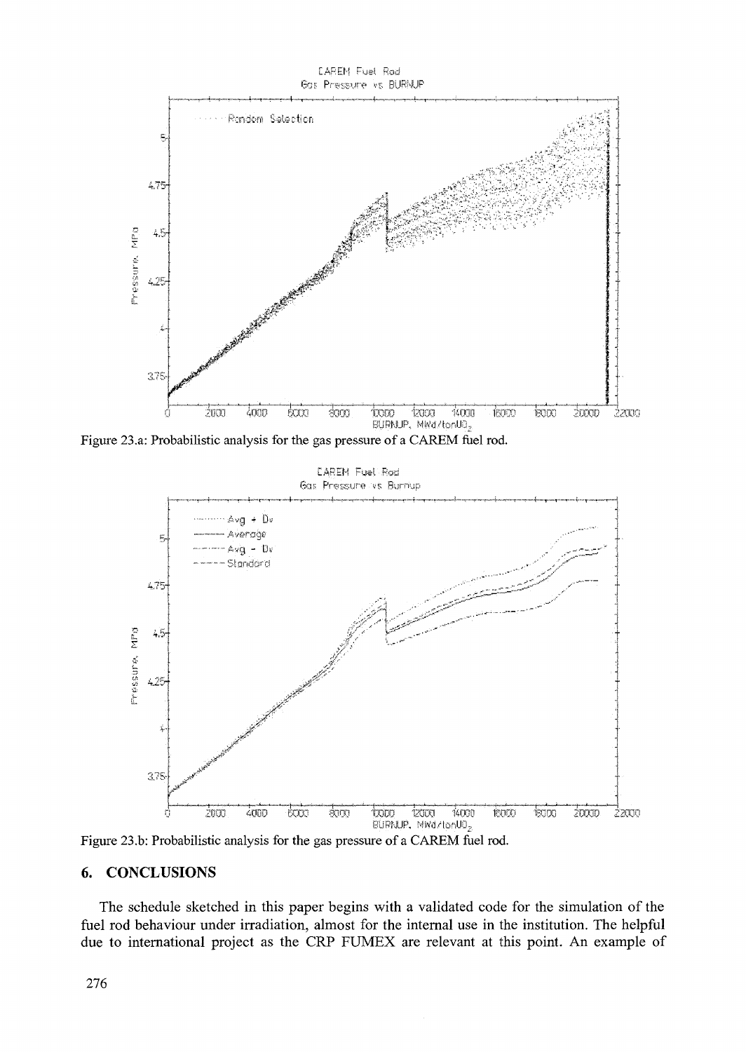Figure 23.a: Probabilistic analysis for the gas pressure of a CAREM fuel rod.

Figure 23.b: Probabilistic analysis for the gas pressure of a CAREM fuel rod.

## 6. CONCLUSIONS

The schedule sketched in this paper begins with a validated code for the simulation of the fuel rod behaviour under irradiation, almost for the internal use in the institution. The helpful due to international project as the CRP FUMEX are relevant at this point. An example of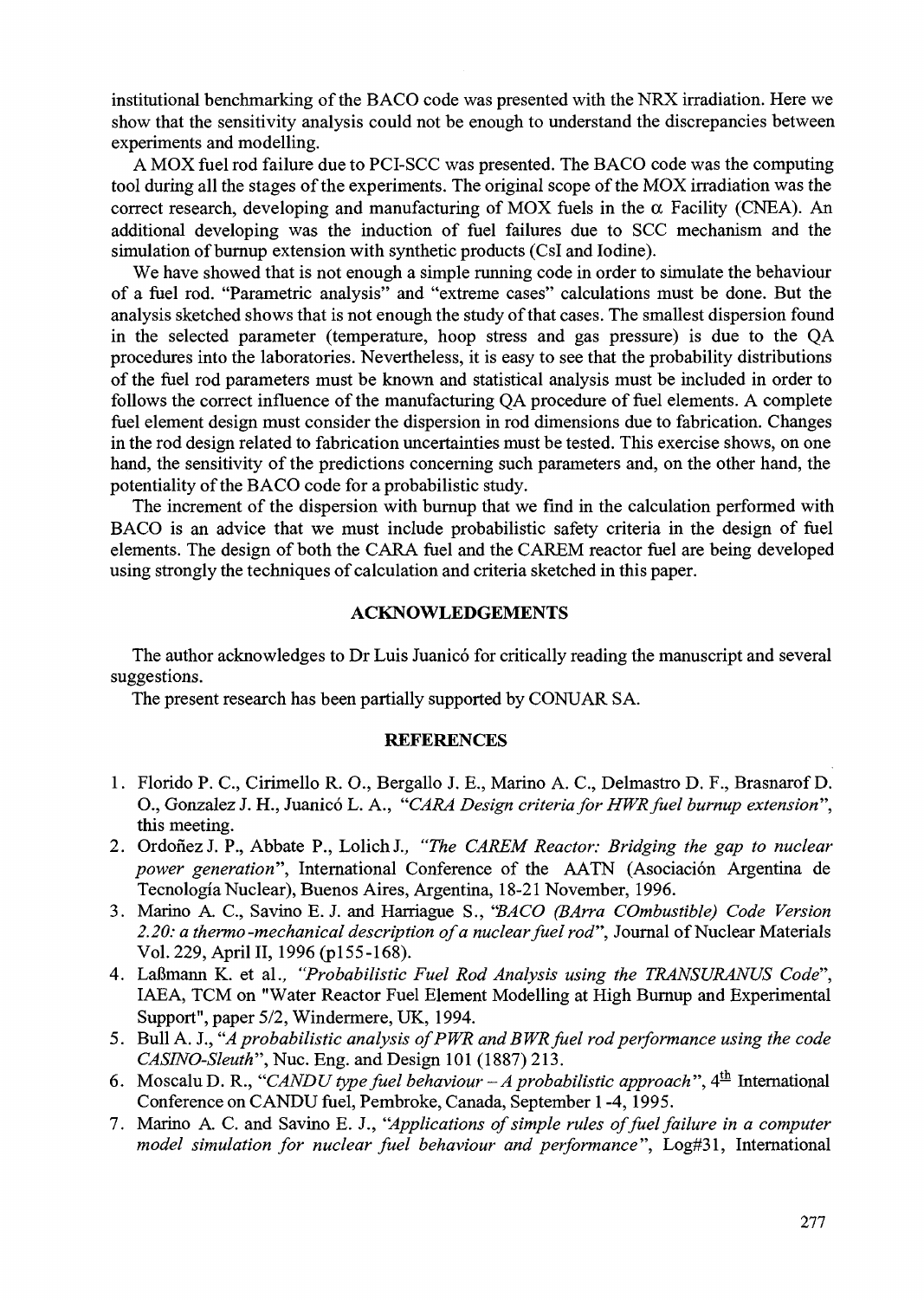institutional benchmarking of the BACO code was presented with the NRX irradiation. Here we show that the sensitivity analysis could not be enough to understand the discrepancies between experiments and modelling.

A MOX fuel rod failure due to PCI-SCC was presented. The BACO code was the computing tool during all the stages of the experiments. The original scope of the MOX irradiation was the correct research, developing and manufacturing of MOX fuels in the $\alpha$ Facility (CNEA). An additional developing was the induction of fuel failures due to SCC mechanism and the simulation of burnup extension with synthetic products (CsI and Iodine).

We have showed that is not enough a simple running code in order to simulate the behaviour of a fuel rod. "Parametric analysis" and "extreme cases" calculations must be done. But the analysis sketched shows that is not enough the study of that cases. The smallest dispersion found in the selected parameter (temperature, hoop stress and gas pressure) is due to the QA procedures into the laboratories. Nevertheless, it is easy to see that the probability distributions of the fuel rod parameters must be known and statistical analysis must be included in order to follows the correct influence of the manufacturing QA procedure of fuel elements. A complete fuel element design must consider the dispersion in rod dimensions due to fabrication. Changes in the rod design related to fabrication uncertainties must be tested. This exercise shows, on one hand, the sensitivity of the predictions concerning such parameters and, on the other hand, the potentiality of the BACO code for a probabilistic study.

The increment of the dispersion with burnup that we find in the calculation performed with BACO is an advice that we must include probabilistic safety criteria in the design of fuel elements. The design of both the CARA fuel and the CAREM reactor fuel are being developed using strongly the techniques of calculation and criteria sketched in this paper.

## ACKNOWLEDGEMENTS

The author acknowledges to Dr Luis Juanicó for critically reading the manuscript and several suggestions.

The present research has been partially supported by CONUAR SA.

## REFERENCES

1. Florido P. C., Cirimello R. O., Bergallo J. E., Marino A. C., Delmastro D. F., Brasnarof D. O., Gonzalez J. H., Juanicó L. A., *"CARA Design criteria for HWR fuel burnup extension"*, this meeting.
2. Ordoñez J. P., Abbate P., Lolich J., *"The CAREM Reactor: Bridging the gap to nuclear power generation"*, International Conference of the AATN (Asociación Argentina de Tecnología Nuclear), Buenos Aires, Argentina, 18-21 November, 1996.
3. Marino A. C., Savino E. J. and Harriague S., *"BACO (BArra COmbustible) Code Version 2.20: a thermo-mechanical description of a nuclear fuel rod"*, Journal of Nuclear Materials Vol. 229, April II, 1996 (p155-168).
4. Laßmann K. et al., *"Probabilistic Fuel Rod Analysis using the TRANSURANUS Code"*, IAEA, TCM on "Water Reactor Fuel Element Modelling at High Burnup and Experimental Support", paper 5/2, Windermere, UK, 1994.
5. Bull A. J., *"A probabilistic analysis of PWR and BWR fuel rod performance using the code CASINO-Sleuth"*, Nuc. Eng. and Design 101 (1887) 213.
6. Moscalu D. R., *"CANDU type fuel behaviour – A probabilistic approach"*, 4th International Conference on CANDU fuel, Pembroke, Canada, September 1-4, 1995.
7. Marino A. C. and Savino E. J., *"Applications of simple rules of fuel failure in a computer model simulation for nuclear fuel behaviour and performance"*, Log#31, International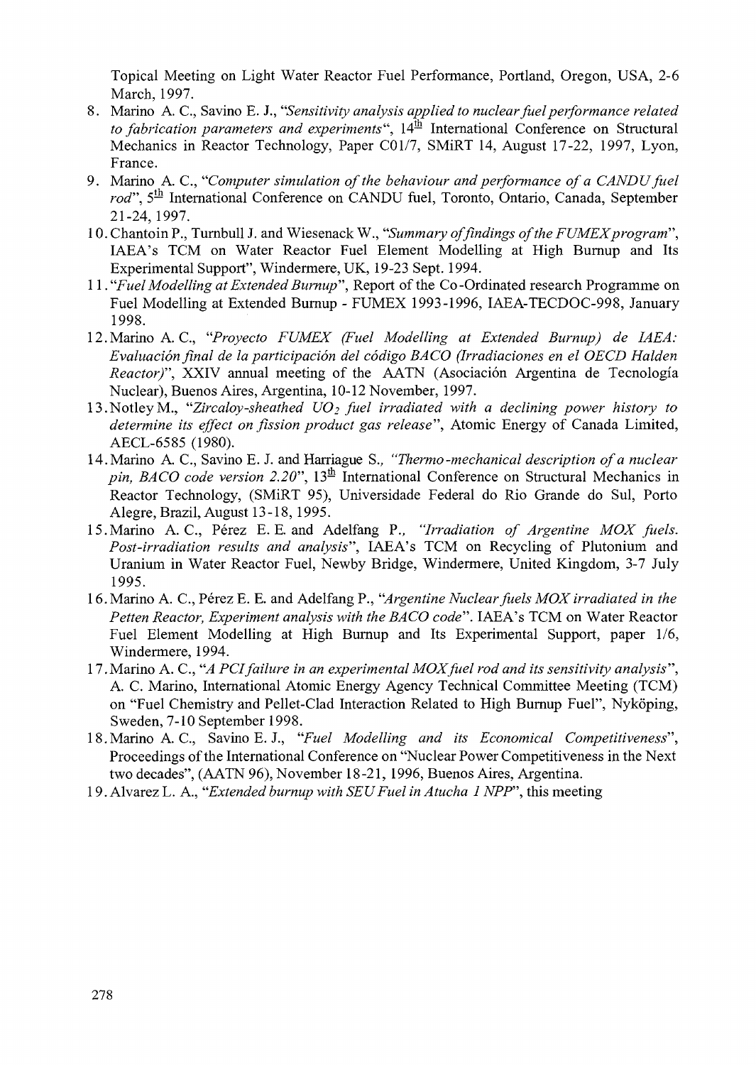Topical Meeting on Light Water Reactor Fuel Performance, Portland, Oregon, USA, 2-6 March, 1997.

8. Marino A. C., Savino E. J., *"Sensitivity analysis applied to nuclear fuel performance related to fabrication parameters and experiments"*, 14th International Conference on Structural Mechanics in Reactor Technology, Paper C01/7, SMiRT 14, August 17-22, 1997, Lyon, France.
9. Marino A. C., *"Computer simulation of the behaviour and performance of a CANDU fuel rod"*, 5th International Conference on CANDU fuel, Toronto, Ontario, Canada, September 21-24, 1997.
10. Chantoin P., Turnbull J. and Wiesenack W., *"Summary of findings of the FUMEX program"*, IAEA's TCM on Water Reactor Fuel Element Modelling at High Burnup and Its Experimental Support", Windermere, UK, 19-23 Sept. 1994.
11. *"Fuel Modelling at Extended Burnup"*, Report of the Co-Ordinated research Programme on Fuel Modelling at Extended Burnup - FUMEX 1993-1996, IAEA-TECDOC-998, January 1998.
12. Marino A. C., *"Proyecto FUMEX (Fuel Modelling at Extended Burnup) de IAEA: Evaluación final de la participación del código BACO (Irradiaciones en el OECD Halden Reactor)"*, XXIV annual meeting of the AATN (Asociación Argentina de Tecnología Nuclear), Buenos Aires, Argentina, 10-12 November, 1997.
13. Notley M., *"Zircaloy-sheathed $UO_2$ fuel irradiated with a declining power history to determine its effect on fission product gas release"*, Atomic Energy of Canada Limited, AECL-6585 (1980).
14. Marino A. C., Savino E. J. and Harriague S., *"Thermo-mechanical description of a nuclear pin, BACO code version 2.20"*, 13th International Conference on Structural Mechanics in Reactor Technology, (SMiRT 95), Universidade Federal do Rio Grande do Sul, Porto Alegre, Brazil, August 13-18, 1995.
15. Marino A. C., Pérez E. E. and Adelfang P., *"Irradiation of Argentine MOX fuels. Post-irradiation results and analysis"*, IAEA's TCM on Recycling of Plutonium and Uranium in Water Reactor Fuel, Newby Bridge, Windermere, United Kingdom, 3-7 July 1995.
16. Marino A. C., Pérez E. E. and Adelfang P., *"Argentine Nuclear fuels MOX irradiated in the Petten Reactor, Experiment analysis with the BACO code"*. IAEA's TCM on Water Reactor Fuel Element Modelling at High Burnup and Its Experimental Support, paper 1/6, Windermere, 1994.
17. Marino A. C., *"A PCI failure in an experimental MOX fuel rod and its sensitivity analysis"*, A. C. Marino, International Atomic Energy Agency Technical Committee Meeting (TCM) on "Fuel Chemistry and Pellet-Clad Interaction Related to High Burnup Fuel", Nyköping, Sweden, 7-10 September 1998.
18. Marino A. C., Savino E. J., *"Fuel Modelling and its Economical Competitiveness"*, Proceedings of the International Conference on "Nuclear Power Competitiveness in the Next two decades", (AATN 96), November 18-21, 1996, Buenos Aires, Argentina.
19. Alvarez L. A., *"Extended burnup with SEU Fuel in Atucha 1 NPP"*, this meeting